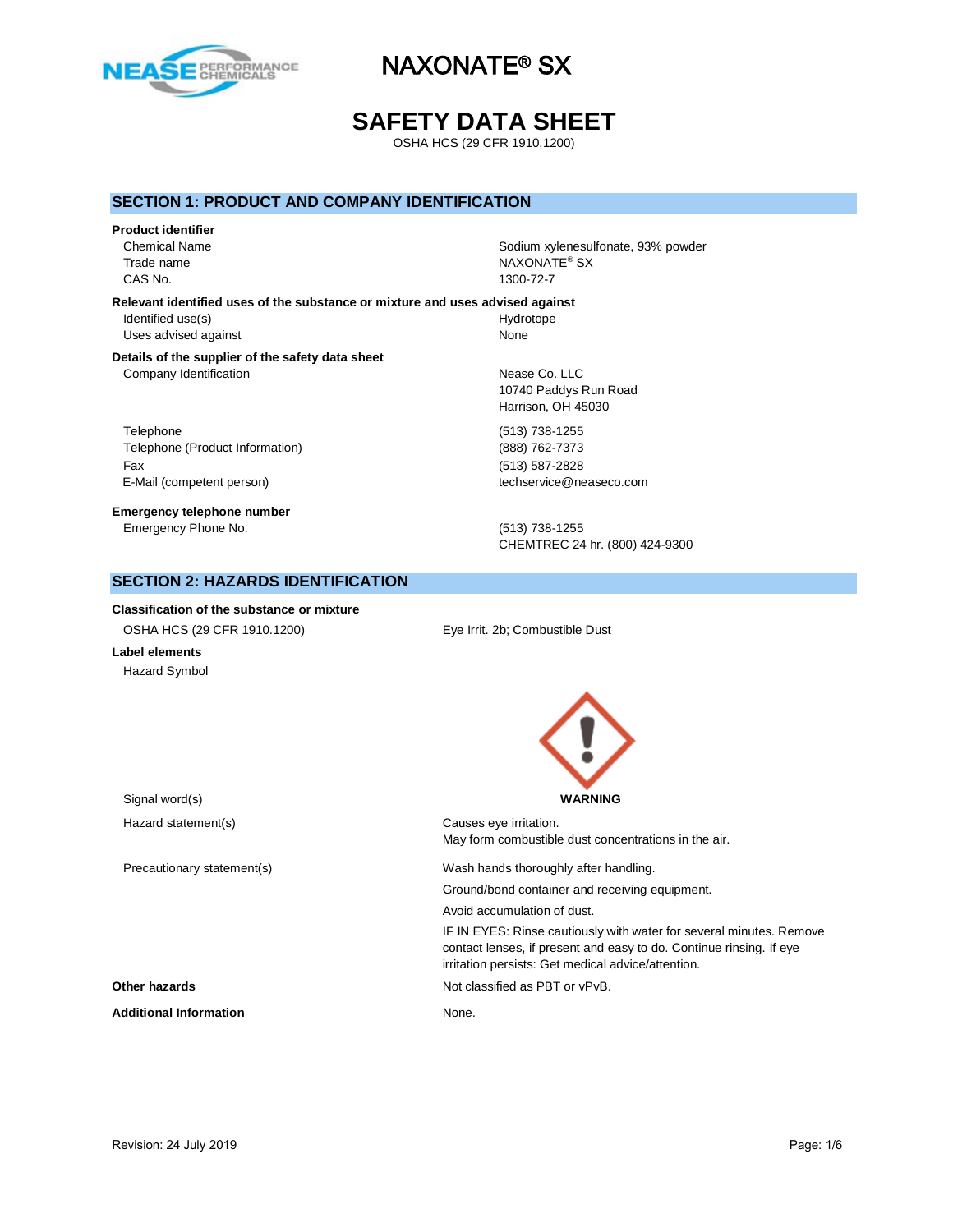# NAXONATE® SX

# SAFETY DATA SHEET

OSHA HCS (29 CFR 1910.1200)

## SECTION 1: PRODUCT AND COMPANY IDENTIFICATION

**Product identifier**

| | |
|---|---|
| Chemical Name | Sodium xylenesulfonate, 93% powder |
| Trade name | NAXONATE® SX |
| CAS No. | 1300-72-7 |

**Relevant identified uses of the substance or mixture and uses advised against**

| | |
|---|---|
| Identified use(s) | Hydrotope |
| Uses advised against | None |

**Details of the supplier of the safety data sheet**

| | |
|---|---|
| Company Identification | Nease Co. LLC<br>10740 Paddys Run Road<br>Harrison, OH 45030 |
| Telephone | (513) 738-1255 |
| Telephone (Product Information) | (888) 762-7373 |
| Fax | (513) 587-2828 |
| E-Mail (competent person) | techservice@neaseco.com |

**Emergency telephone number**

| | |
|---|---|
| Emergency Phone No. | (513) 738-1255<br>CHEMTREC 24 hr. (800) 424-9300 |

## SECTION 2: HAZARDS IDENTIFICATION

**Classification of the substance or mixture**

| | |
|---|---|
| OSHA HCS (29 CFR 1910.1200) | Eye Irrit. 2b; Combustible Dust |

**Label elements**

Hazard Symbol

Signal word(s): **WARNING**

Hazard statement(s):
Causes eye irritation.
May form combustible dust concentrations in the air.

Precautionary statement(s):
Wash hands thoroughly after handling.
Ground/bond container and receiving equipment.
Avoid accumulation of dust.
IF IN EYES: Rinse cautiously with water for several minutes. Remove contact lenses, if present and easy to do. Continue rinsing. If eye irritation persists: Get medical advice/attention.

**Other hazards** Not classified as PBT or vPvB.

**Additional Information** None.

Revision: 24 July 2019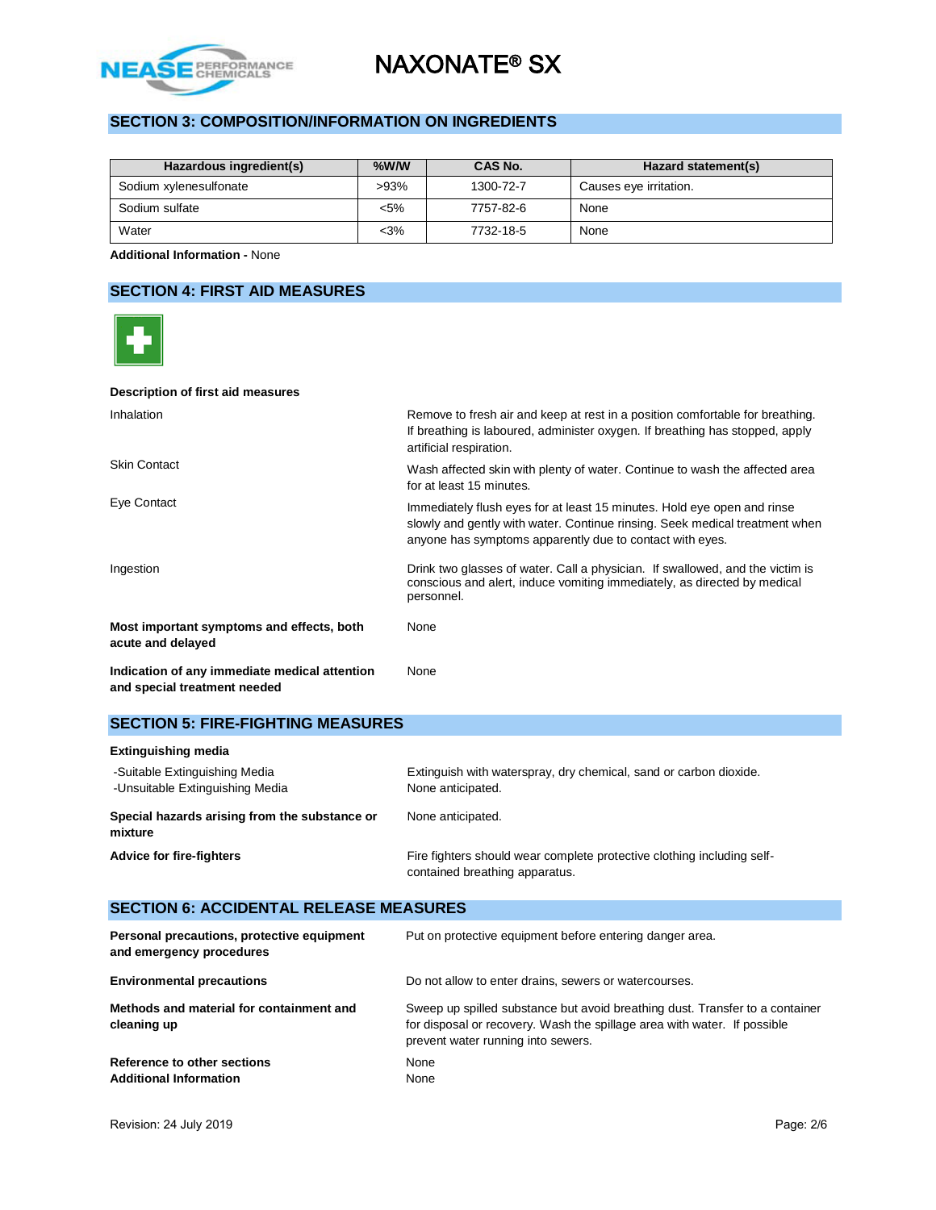## SECTION 3: COMPOSITION/INFORMATION ON INGREDIENTS

| Hazardous ingredient(s) | %W/W | CAS No. | Hazard statement(s) |
|---|---|---|---|
| Sodium xylenesulfonate | >93% | 1300-72-7 | Causes eye irritation. |
| Sodium sulfate | <5% | 7757-82-6 | None |
| Water | <3% | 7732-18-5 | None |

**Additional Information -** None

## SECTION 4: FIRST AID MEASURES

**Description of first aid measures**

| | |
|---|---|
| Inhalation | Remove to fresh air and keep at rest in a position comfortable for breathing. If breathing is laboured, administer oxygen. If breathing has stopped, apply artificial respiration. |
| Skin Contact | Wash affected skin with plenty of water. Continue to wash the affected area for at least 15 minutes. |
| Eye Contact | Immediately flush eyes for at least 15 minutes. Hold eye open and rinse slowly and gently with water. Continue rinsing. Seek medical treatment when anyone has symptoms apparently due to contact with eyes. |
| Ingestion | Drink two glasses of water. Call a physician. If swallowed, and the victim is conscious and alert, induce vomiting immediately, as directed by medical personnel. |
| **Most important symptoms and effects, both acute and delayed** | None |
| **Indication of any immediate medical attention and special treatment needed** | None |

## SECTION 5: FIRE-FIGHTING MEASURES

**Extinguishing media**

| | |
|---|---|
| -Suitable Extinguishing Media | Extinguish with waterspray, dry chemical, sand or carbon dioxide. |
| -Unsuitable Extinguishing Media | None anticipated. |
| **Special hazards arising from the substance or mixture** | None anticipated. |
| **Advice for fire-fighters** | Fire fighters should wear complete protective clothing including self-contained breathing apparatus. |

## SECTION 6: ACCIDENTAL RELEASE MEASURES

| | |
|---|---|
| **Personal precautions, protective equipment and emergency procedures** | Put on protective equipment before entering danger area. |
| **Environmental precautions** | Do not allow to enter drains, sewers or watercourses. |
| **Methods and material for containment and cleaning up** | Sweep up spilled substance but avoid breathing dust. Transfer to a container for disposal or recovery. Wash the spillage area with water. If possible prevent water running into sewers. |
| **Reference to other sections** | None |
| **Additional Information** | None |

Revision: 24 July 2019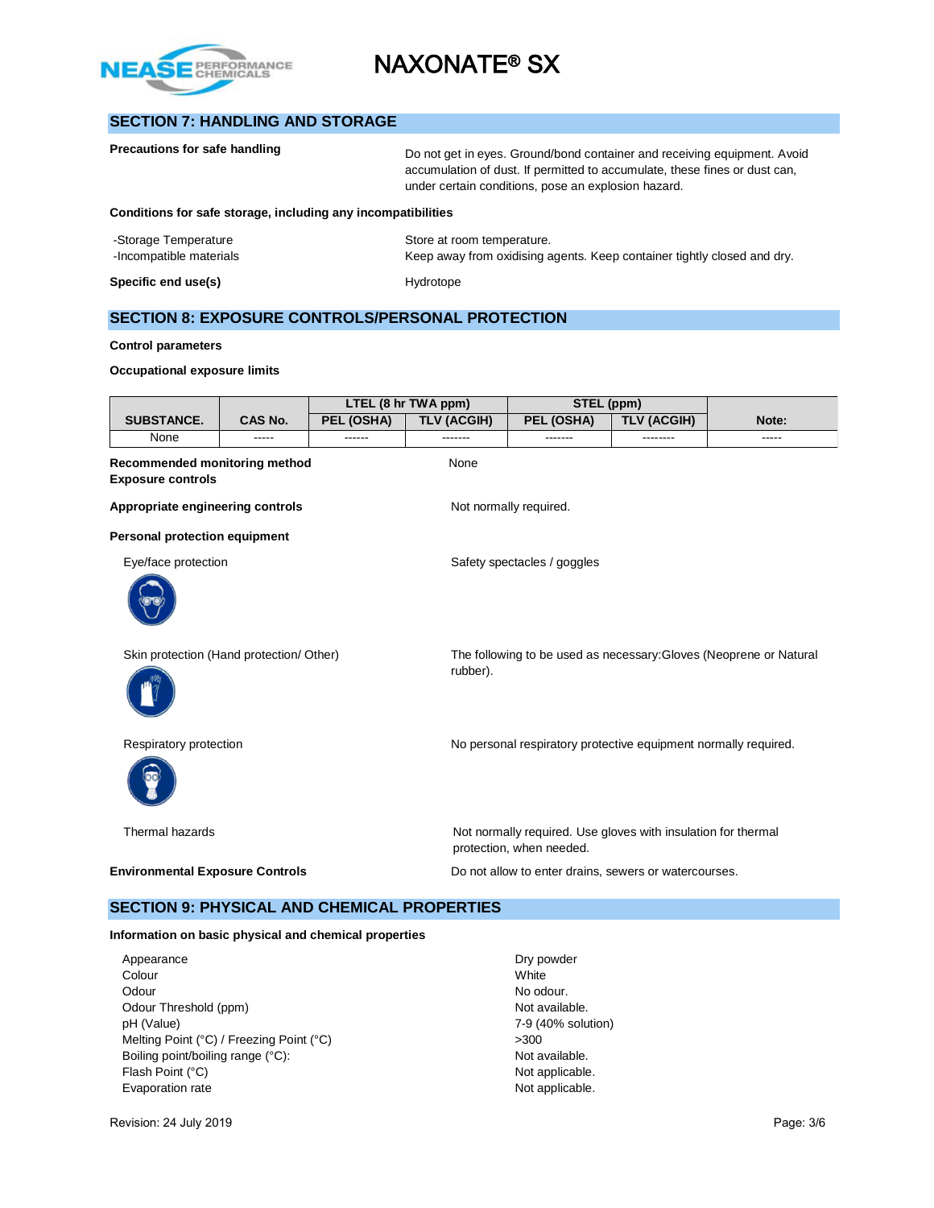## SECTION 7: HANDLING AND STORAGE

**Precautions for safe handling**

Do not get in eyes. Ground/bond container and receiving equipment. Avoid accumulation of dust. If permitted to accumulate, these fines or dust can, under certain conditions, pose an explosion hazard.

**Conditions for safe storage, including any incompatibilities**

-Storage Temperature: Store at room temperature.

-Incompatible materials: Keep away from oxidising agents. Keep container tightly closed and dry.

**Specific end use(s)**: Hydrotope

## SECTION 8: EXPOSURE CONTROLS/PERSONAL PROTECTION

**Control parameters**

**Occupational exposure limits**

| SUBSTANCE. | CAS No. | LTEL (8 hr TWA ppm) | | STEL (ppm) | | Note: |
|---|---|---|---|---|---|---|
| | | PEL (OSHA) | TLV (ACGIH) | PEL (OSHA) | TLV (ACGIH) | |
| None | ----- | ------ | ------- | ------- | -------- | ----- |

**Recommended monitoring method**: None

**Exposure controls**

**Appropriate engineering controls**: Not normally required.

**Personal protection equipment**

Eye/face protection: Safety spectacles / goggles

Skin protection (Hand protection/ Other): The following to be used as necessary:Gloves (Neoprene or Natural rubber).

Respiratory protection: No personal respiratory protective equipment normally required.

Thermal hazards: Not normally required. Use gloves with insulation for thermal protection, when needed.

**Environmental Exposure Controls**: Do not allow to enter drains, sewers or watercourses.

## SECTION 9: PHYSICAL AND CHEMICAL PROPERTIES

**Information on basic physical and chemical properties**

| Property | Value |
|---|---|
| Appearance | Dry powder |
| Colour | White |
| Odour | No odour. |
| Odour Threshold (ppm) | Not available. |
| pH (Value) | 7-9 (40% solution) |
| Melting Point (°C) / Freezing Point (°C) | >300 |
| Boiling point/boiling range (°C): | Not available. |
| Flash Point (°C) | Not applicable. |
| Evaporation rate | Not applicable. |

Revision: 24 July 2019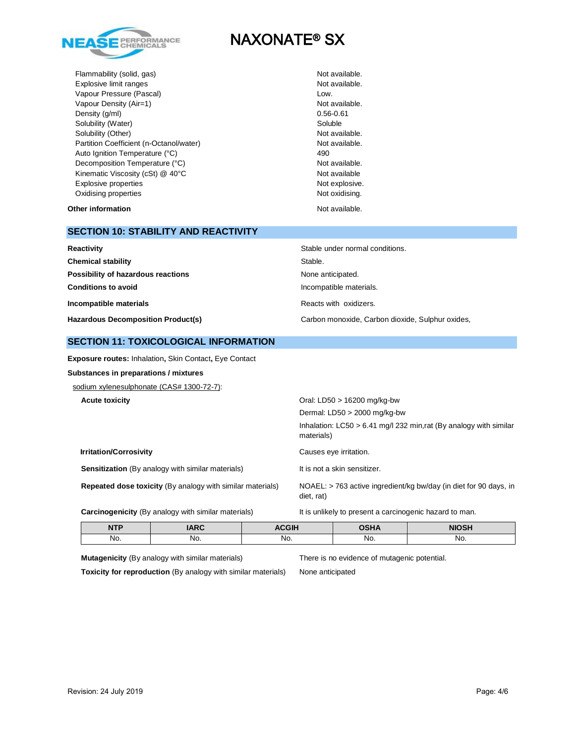| Property | Value |
|---|---|
| Flammability (solid, gas) | Not available. |
| Explosive limit ranges | Not available. |
| Vapour Pressure (Pascal) | Low. |
| Vapour Density (Air=1) | Not available. |
| Density (g/ml) | 0.56-0.61 |
| Solubility (Water) | Soluble |
| Solubility (Other) | Not available. |
| Partition Coefficient (n-Octanol/water) | Not available. |
| Auto Ignition Temperature (°C) | 490 |
| Decomposition Temperature (°C) | Not available. |
| Kinematic Viscosity (cSt) @ 40°C | Not available |
| Explosive properties | Not explosive. |
| Oxidising properties | Not oxidising. |

**Other information** Not available.

## SECTION 10: STABILITY AND REACTIVITY

**Reactivity** Stable under normal conditions.

**Chemical stability** Stable.

**Possibility of hazardous reactions** None anticipated.

**Conditions to avoid** Incompatible materials.

**Incompatible materials** Reacts with oxidizers.

**Hazardous Decomposition Product(s)** Carbon monoxide, Carbon dioxide, Sulphur oxides,

## SECTION 11: TOXICOLOGICAL INFORMATION

**Exposure routes:** Inhalation**,** Skin Contact**,** Eye Contact

**Substances in preparations / mixtures**

sodium xylenesulphonate (CAS# 1300-72-7):

**Acute toxicity**
Oral: LD50 > 16200 mg/kg-bw
Dermal: LD50 > 2000 mg/kg-bw
Inhalation: LC50 > 6.41 mg/l 232 min,rat (By analogy with similar materials)

**Irritation/Corrosivity** Causes eye irritation.

**Sensitization** (By analogy with similar materials) It is not a skin sensitizer.

**Repeated dose toxicity** (By analogy with similar materials) NOAEL: > 763 active ingredient/kg bw/day (in diet for 90 days, in diet, rat)

**Carcinogenicity** (By analogy with similar materials) It is unlikely to present a carcinogenic hazard to man.

| NTP | IARC | ACGIH | OSHA | NIOSH |
|---|---|---|---|---|
| No. | No. | No. | No. | No. |

**Mutagenicity** (By analogy with similar materials) There is no evidence of mutagenic potential.

**Toxicity for reproduction** (By analogy with similar materials) None anticipated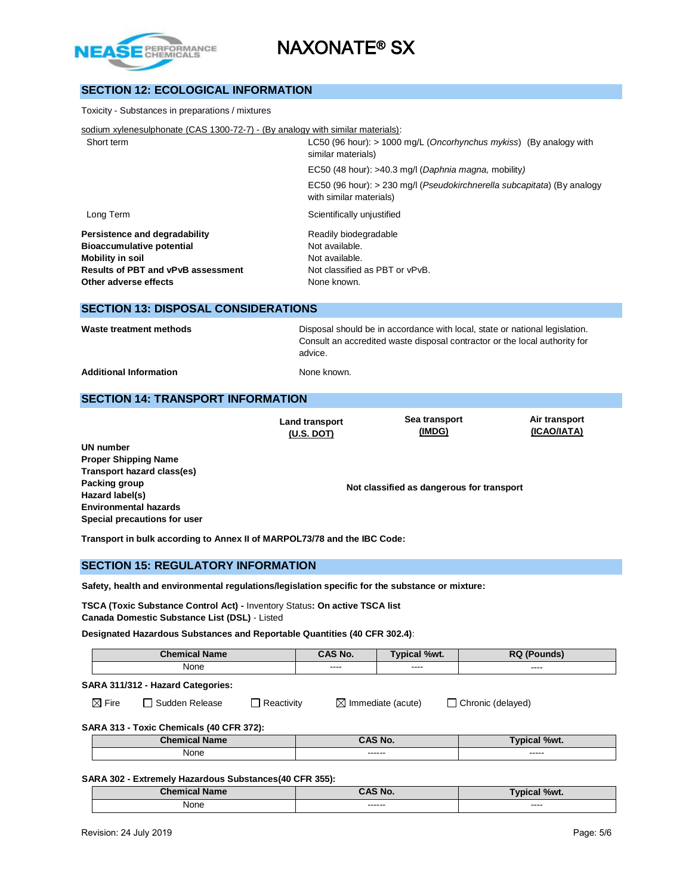## SECTION 12: ECOLOGICAL INFORMATION

Toxicity - Substances in preparations / mixtures

sodium xylenesulphonate (CAS 1300-72-7) - (By analogy with similar materials):

| | |
|---|---|
| Short term | LC50 (96 hour): > 1000 mg/L (*Oncorhynchus mykiss*) (By analogy with similar materials) |
| | EC50 (48 hour): >40.3 mg/l (*Daphnia magna,* mobility*)* |
| | EC50 (96 hour): > 230 mg/l (*Pseudokirchnerella subcapitata*) (By analogy with similar materials) |
| Long Term | Scientifically unjustified |

| | |
|---|---|
| **Persistence and degradability** | Readily biodegradable |
| **Bioaccumulative potential** | Not available. |
| **Mobility in soil** | Not available. |
| **Results of PBT and vPvB assessment** | Not classified as PBT or vPvB. |
| **Other adverse effects** | None known. |

## SECTION 13: DISPOSAL CONSIDERATIONS

| | |
|---|---|
| **Waste treatment methods** | Disposal should be in accordance with local, state or national legislation. Consult an accredited waste disposal contractor or the local authority for advice. |
| **Additional Information** | None known. |

## SECTION 14: TRANSPORT INFORMATION

| | Land transport (U.S. DOT) | Sea transport (IMDG) | Air transport (ICAO/IATA) |
|---|---|---|---|
| **UN number** | | | |
| **Proper Shipping Name** | | | |
| **Transport hazard class(es)** | | | |
| **Packing group** | | **Not classified as dangerous for transport** | |
| **Hazard label(s)** | | | |
| **Environmental hazards** | | | |
| **Special precautions for user** | | | |

**Transport in bulk according to Annex II of MARPOL73/78 and the IBC Code:**

## SECTION 15: REGULATORY INFORMATION

**Safety, health and environmental regulations/legislation specific for the substance or mixture:**

**TSCA (Toxic Substance Control Act) -** Inventory Status**: On active TSCA list**
**Canada Domestic Substance List (DSL)** - Listed

**Designated Hazardous Substances and Reportable Quantities (40 CFR 302.4)**:

| Chemical Name | CAS No. | Typical %wt. | RQ (Pounds) |
|---|---|---|---|
| None | ---- | ---- | ---- |

**SARA 311/312 - Hazard Categories:**

☒ Fire ☐ Sudden Release ☐ Reactivity ☒ Immediate (acute) ☐ Chronic (delayed)

**SARA 313 - Toxic Chemicals (40 CFR 372):**

| Chemical Name | CAS No. | Typical %wt. |
|---|---|---|
| None | ------ | ----- |

**SARA 302 - Extremely Hazardous Substances(40 CFR 355):**

| Chemical Name | CAS No. | Typical %wt. |
|---|---|---|
| None | ------ | ---- |

Revision: 24 July 2019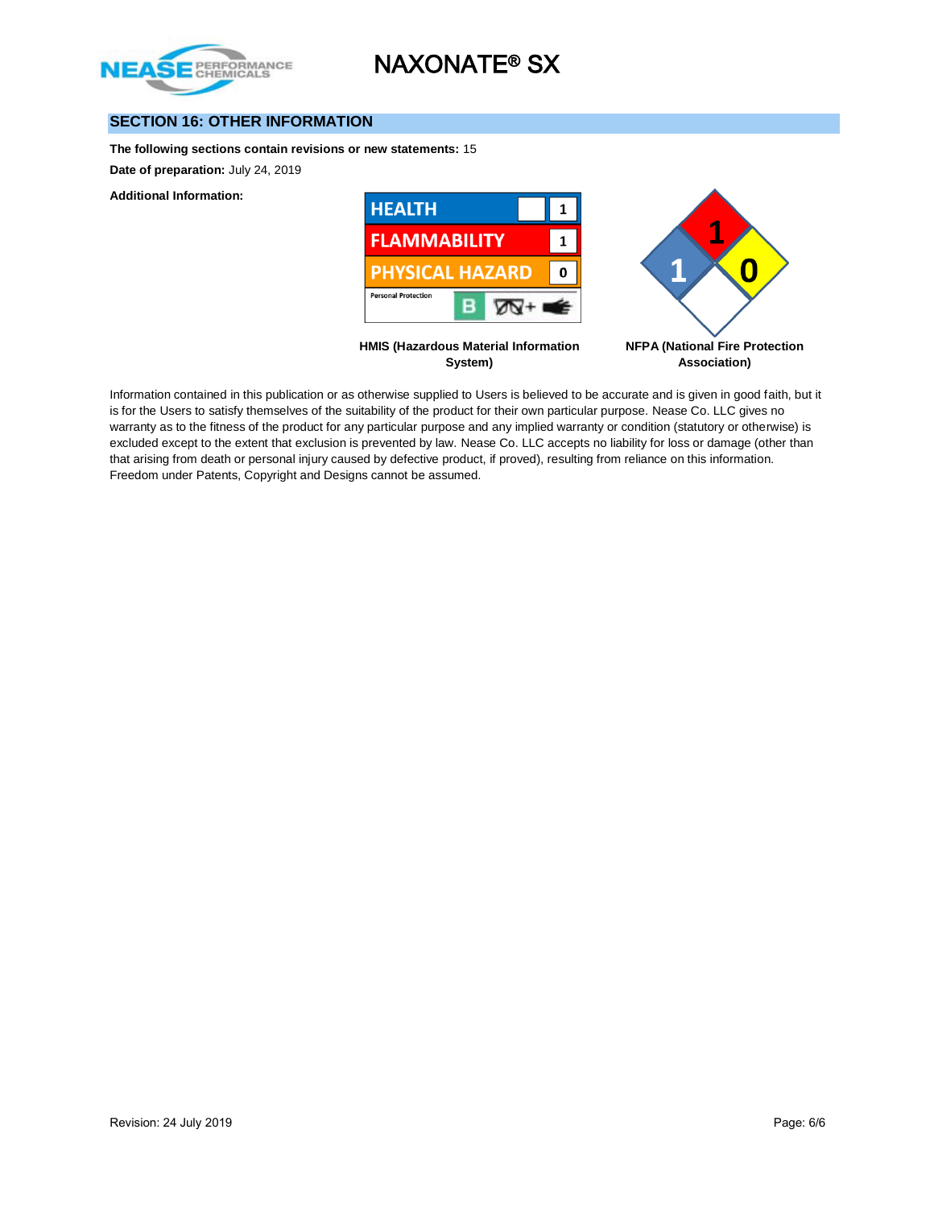## SECTION 16: OTHER INFORMATION

**The following sections contain revisions or new statements:** 15

**Date of preparation:** July 24, 2019

**Additional Information:**

| | |
|---|---|
| HEALTH | 1 |
| FLAMMABILITY | 1 |
| PHYSICAL HAZARD | 0 |
| Personal Protection | B |

**HMIS (Hazardous Material Information System)**

1

1

0

**NFPA (National Fire Protection Association)**

Information contained in this publication or as otherwise supplied to Users is believed to be accurate and is given in good faith, but it is for the Users to satisfy themselves of the suitability of the product for their own particular purpose. Nease Co. LLC gives no warranty as to the fitness of the product for any particular purpose and any implied warranty or condition (statutory or otherwise) is excluded except to the extent that exclusion is prevented by law. Nease Co. LLC accepts no liability for loss or damage (other than that arising from death or personal injury caused by defective product, if proved), resulting from reliance on this information. Freedom under Patents, Copyright and Designs cannot be assumed.